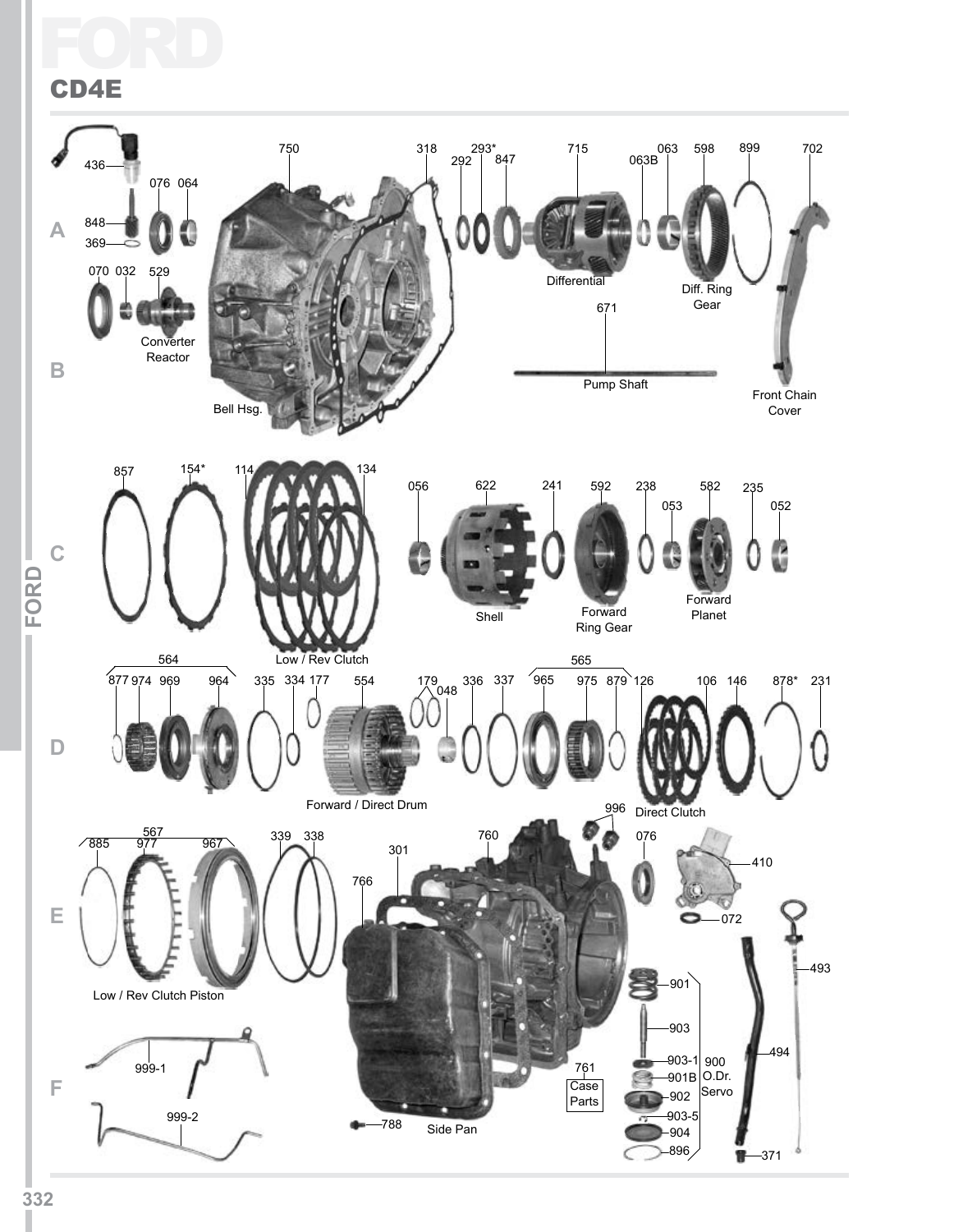# FORD

## CD4E

436
076 064
848
369
070 032 529
Converter Reactor

750
Bell Hsg.

318
293*
292
847
715
Differential
063B
063
598
Diff. Ring Gear
899
702
Front Chain Cover
671
Pump Shaft

857
154*
114
134
Low / Rev Clutch
056
622
Shell
241
592
Forward Ring Gear
238
053
582
Forward Planet
235
052

564
877 974 969 964
335
334 177
554
Forward / Direct Drum
179
048
336
337
565
965 975 879
126
Direct Clutch
106 146
878*
231

567
885 977 967
Low / Rev Clutch Piston
339 338
301
760
766
996
076
410
072
493
494
371

901
903
903-1
901B
902
903-5
904
896
900 O.Dr. Servo

761 Case Parts
788
Side Pan

999-1
999-2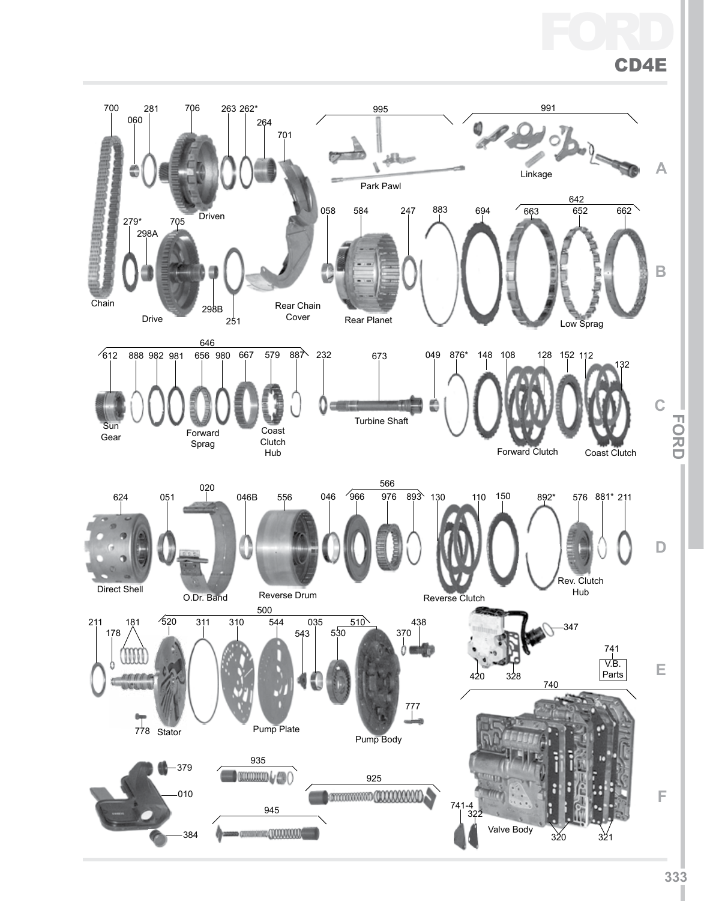# FORD

## CD4E

700 060 281 706 263 262* 264 701

995

991

Park Pawl

Linkage

Chain

279* 298A 705

Driven

Drive

298B 251

Rear Chain Cover

058 584 247 883 694

642

663 652 662

Rear Planet

Low Sprag

646

612 888 982 981 656 980 667 579 887

Sun Gear

Forward Sprag

Coast Clutch Hub

232 673

Turbine Shaft

049 876* 148 108 128 152 112 132

Forward Clutch

Coast Clutch

624 051 020 046B 556 046

566

966 976 893

130 110 150 892* 576 881* 211

Direct Shell

O.Dr. Band

Reverse Drum

Reverse Clutch

Rev. Clutch Hub

500

211 181 178 520 311 310 544 035 543 510 530 370 438

778 Stator

Pump Plate

Pump Body

777

347

420 328

741

V.B. Parts

740

379

010

384

935

925

945

741-4 322

Valve Body

320 321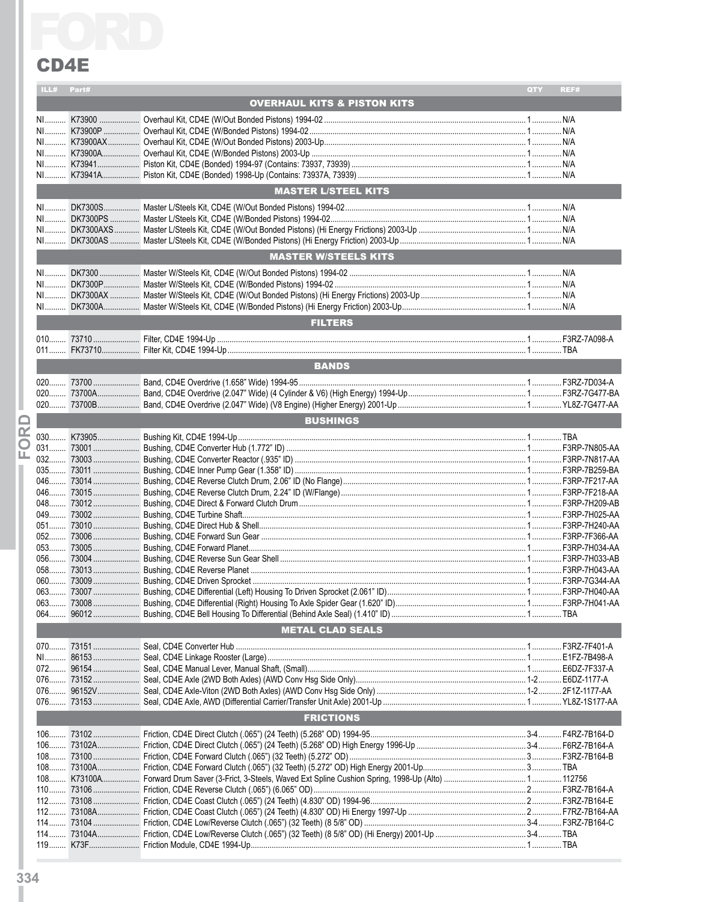# FORD

## CD4E

| ILL# | Part# | | QTY | REF# |
|---|---|---|---|---|
| | | **OVERHAUL KITS & PISTON KITS** | | |
| NI | K73900 | Overhaul Kit, CD4E (W/Out Bonded Pistons) 1994-02 | 1 | N/A |
| NI | K73900P | Overhaul Kit, CD4E (W/Bonded Pistons) 1994-02 | 1 | N/A |
| NI | K73900AX | Overhaul Kit, CD4E (W/Out Bonded Pistons) 2003-Up | 1 | N/A |
| NI | K73900A | Overhaul Kit, CD4E (W/Bonded Pistons) 2003-Up | 1 | N/A |
| NI | K73941 | Piston Kit, CD4E (Bonded) 1994-97 (Contains: 73937, 73939) | 1 | N/A |
| NI | K73941A | Piston Kit, CD4E (Bonded) 1998-Up (Contains: 73937A, 73939) | 1 | N/A |
| | | **MASTER L/STEEL KITS** | | |
| NI | DK7300S | Master L/Steels Kit, CD4E (W/Out Bonded Pistons) 1994-02 | 1 | N/A |
| NI | DK7300PS | Master L/Steels Kit, CD4E (W/Bonded Pistons) 1994-02 | 1 | N/A |
| NI | DK7300AXS | Master L/Steels Kit, CD4E (W/Out Bonded Pistons) (Hi Energy Frictions) 2003-Up | 1 | N/A |
| NI | DK7300AS | Master L/Steels Kit, CD4E (W/Bonded Pistons) (Hi Energy Friction) 2003-Up | 1 | N/A |
| | | **MASTER W/STEELS KITS** | | |
| NI | DK7300 | Master W/Steels Kit, CD4E (W/Out Bonded Pistons) 1994-02 | 1 | N/A |
| NI | DK7300P | Master W/Steels Kit, CD4E (W/Bonded Pistons) 1994-02 | 1 | N/A |
| NI | DK7300AX | Master W/Steels Kit, CD4E (W/Out Bonded Pistons) (Hi Energy Frictions) 2003-Up | 1 | N/A |
| NI | DK7300A | Master W/Steels Kit, CD4E (W/Bonded Pistons) (Hi Energy Friction) 2003-Up | 1 | N/A |
| | | **FILTERS** | | |
| 010 | 73710 | Filter, CD4E 1994-Up | 1 | F3RZ-7A098-A |
| 011 | FK73710 | Filter Kit, CD4E 1994-Up | 1 | TBA |
| | | **BANDS** | | |
| 020 | 73700 | Band, CD4E Overdrive (1.658" Wide) 1994-95 | 1 | F3RZ-7D034-A |
| 020 | 73700A | Band, CD4E Overdrive (2.047" Wide) (4 Cylinder & V6) (High Energy) 1994-Up | 1 | F3RZ-7G477-BA |
| 020 | 73700B | Band, CD4E Overdrive (2.047" Wide) (V8 Engine) (Higher Energy) 2001-Up | 1 | YL8Z-7G477-AA |
| | | **BUSHINGS** | | |
| 030 | K73905 | Bushing Kit, CD4E 1994-Up | 1 | TBA |
| 031 | 73001 | Bushing, CD4E Converter Hub (1.772" ID) | 1 | F3RP-7N805-AA |
| 032 | 73003 | Bushing, CD4E Converter Reactor (.935" ID) | 1 | F3RP-7N817-AA |
| 035 | 73011 | Bushing, CD4E Inner Pump Gear (1.358" ID) | 1 | F3RP-7B259-BA |
| 046 | 73014 | Bushing, CD4E Reverse Clutch Drum, 2.06" ID (No Flange) | 1 | F3RP-7F217-AA |
| 046 | 73015 | Bushing, CD4E Reverse Clutch Drum, 2.24" ID (W/Flange) | 1 | F3RP-7F218-AA |
| 048 | 73012 | Bushing, CD4E Direct & Forward Clutch Drum | 1 | F3RP-7H209-AB |
| 049 | 73002 | Bushing, CD4E Turbine Shaft | 1 | F3RP-7H025-AA |
| 051 | 73010 | Bushing, CD4E Direct Hub & Shell | 1 | F3RP-7H240-AA |
| 052 | 73006 | Bushing, CD4E Forward Sun Gear | 1 | F3RP-7F366-AA |
| 053 | 73005 | Bushing, CD4E Forward Planet | 1 | F3RP-7H034-AA |
| 056 | 73004 | Bushing, CD4E Reverse Sun Gear Shell | 1 | F3RP-7H033-AB |
| 058 | 73013 | Bushing, CD4E Reverse Planet | 1 | F3RP-7H043-AA |
| 060 | 73009 | Bushing, CD4E Driven Sprocket | 1 | F3RP-7G344-AA |
| 063 | 73007 | Bushing, CD4E Differential (Left) Housing To Driven Sprocket (2.061" ID) | 1 | F3RP-7H040-AA |
| 063 | 73008 | Bushing, CD4E Differential (Right) Housing To Axle Spider Gear (1.620" ID) | 1 | F3RP-7H041-AA |
| 064 | 96012 | Bushing, CD4E Bell Housing To Differential (Behind Axle Seal) (1.410" ID) | 1 | TBA |
| | | **METAL CLAD SEALS** | | |
| 070 | 73151 | Seal, CD4E Converter Hub | 1 | F3RZ-7F401-A |
| NI | 86153 | Seal, CD4E Linkage Rooster (Large) | 1 | E1FZ-7B498-A |
| 072 | 96154 | Seal, CD4E Manual Lever, Manual Shaft, (Small) | 1 | E6DZ-7F337-A |
| 076 | 73152 | Seal, CD4E Axle (2WD Both Axles) (AWD Conv Hsg Side Only) | 1-2 | E6DZ-1177-A |
| 076 | 96152V | Seal, CD4E Axle-Viton (2WD Both Axles) (AWD Conv Hsg Side Only) | 1-2 | 2F1Z-1177-AA |
| 076 | 73153 | Seal, CD4E Axle, AWD (Differential Carrier/Transfer Unit Axle) 2001-Up | 1 | YL8Z-1S177-AA |
| | | **FRICTIONS** | | |
| 106 | 73102 | Friction, CD4E Direct Clutch (.065") (24 Teeth) (5.268" OD) 1994-95 | 3-4 | F4RZ-7B164-D |
| 106 | 73102A | Friction, CD4E Direct Clutch (.065") (24 Teeth) (5.268" OD) High Energy 1996-Up | 3-4 | F6RZ-7B164-A |
| 108 | 73100 | Friction, CD4E Forward Clutch (.065") (32 Teeth) (5.272" OD) | 3 | F3RZ-7B164-B |
| 108 | 73100A | Friction, CD4E Forward Clutch (.065") (32 Teeth) (5.272" OD) High Energy 2001-Up | 3 | TBA |
| 108 | K73100A | Forward Drum Saver (3-Frict, 3-Steels, Waved Ext Spline Cushion Spring, 1998-Up (Alto) | 1 | 112756 |
| 110 | 73106 | Friction, CD4E Reverse Clutch (.065") (6.065" OD) | 2 | F3RZ-7B164-A |
| 112 | 73108 | Friction, CD4E Coast Clutch (.065") (24 Teeth) (4.830" OD) 1994-96 | 2 | F3RZ-7B164-E |
| 112 | 73108A | Friction, CD4E Coast Clutch (.065") (24 Teeth) (4.830" OD) Hi Energy 1997-Up | 2 | F7RZ-7B164-AA |
| 114 | 73104 | Friction, CD4E Low/Reverse Clutch (.065") (32 Teeth) (8 5/8" OD) | 3-4 | F3RZ-7B164-C |
| 114 | 73104A | Friction, CD4E Low/Reverse Clutch (.065") (32 Teeth) (8 5/8" OD) (Hi Energy) 2001-Up | 3-4 | TBA |
| 119 | K73F | Friction Module, CD4E 1994-Up | 1 | TBA |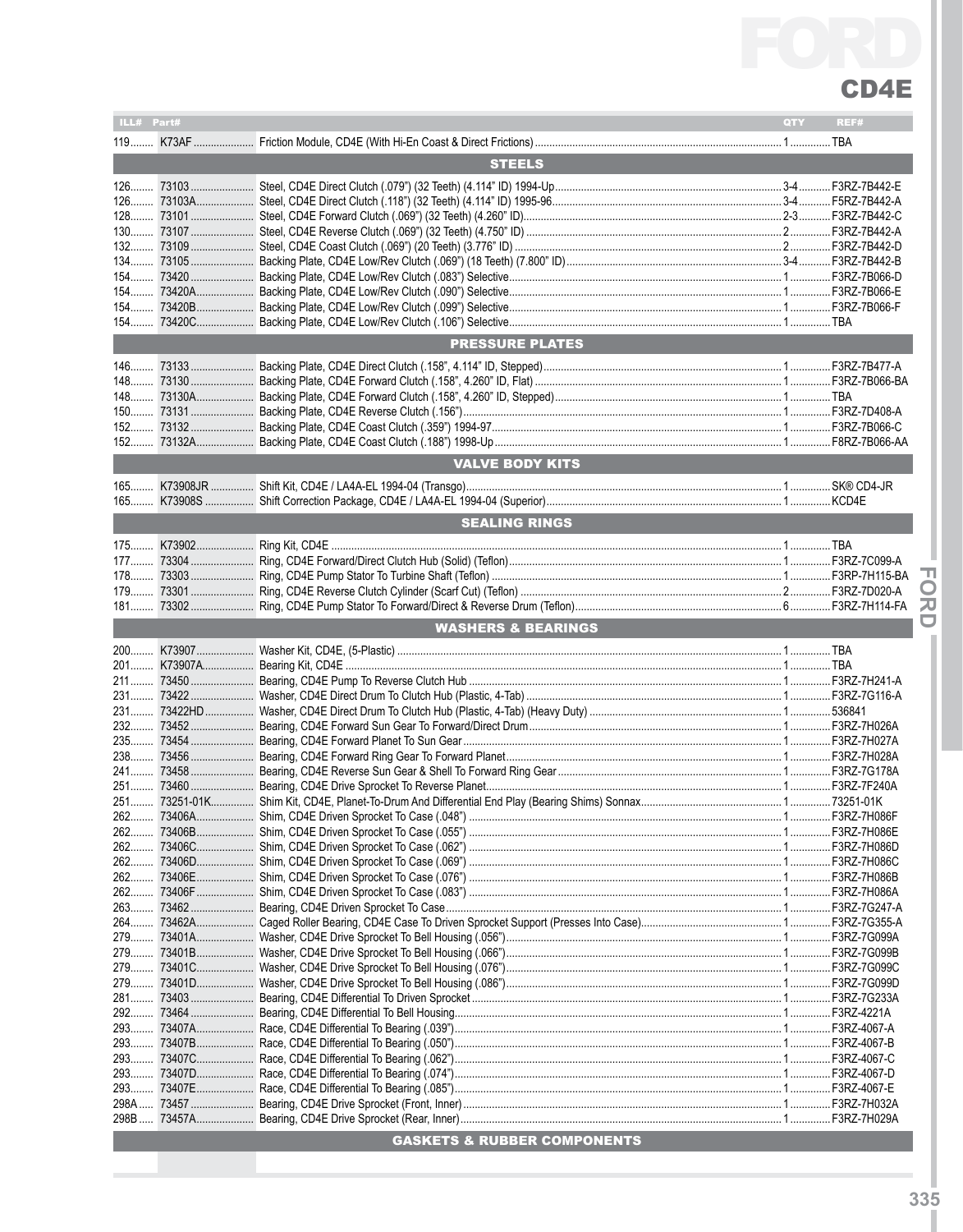# FORD

## CD4E

| ILL# | Part# | | QTY | REF# |
|---|---|---|---|---|
| 119 | K73AF | Friction Module, CD4E (With Hi-En Coast & Direct Frictions) | 1 | TBA |
| | | **STEELS** | | |
| 126 | 73103 | Steel, CD4E Direct Clutch (.079") (32 Teeth) (4.114" ID) 1994-Up | 3-4 | F3RZ-7B442-E |
| 126 | 73103A | Steel, CD4E Direct Clutch (.118") (32 Teeth) (4.114" ID) 1995-96 | 3-4 | F5RZ-7B442-A |
| 128 | 73101 | Steel, CD4E Forward Clutch (.069") (32 Teeth) (4.260" ID) | 2-3 | F3RZ-7B442-C |
| 130 | 73107 | Steel, CD4E Reverse Clutch (.069") (32 Teeth) (4.750" ID) | 2 | F3RZ-7B442-A |
| 132 | 73109 | Steel, CD4E Coast Clutch (.069") (20 Teeth) (3.776" ID) | 2 | F3RZ-7B442-D |
| 134 | 73105 | Backing Plate, CD4E Low/Rev Clutch (.069") (18 Teeth) (7.800" ID) | 3-4 | F3RZ-7B442-B |
| 154 | 73420 | Backing Plate, CD4E Low/Rev Clutch (.083") Selective | 1 | F3RZ-7B066-D |
| 154 | 73420A | Backing Plate, CD4E Low/Rev Clutch (.090") Selective | 1 | F3RZ-7B066-E |
| 154 | 73420B | Backing Plate, CD4E Low/Rev Clutch (.099") Selective | 1 | F3RZ-7B066-F |
| 154 | 73420C | Backing Plate, CD4E Low/Rev Clutch (.106") Selective | 1 | TBA |
| | | **PRESSURE PLATES** | | |
| 146 | 73133 | Backing Plate, CD4E Direct Clutch (.158", 4.114" ID, Stepped) | 1 | F3RZ-7B477-A |
| 148 | 73130 | Backing Plate, CD4E Forward Clutch (.158", 4.260" ID, Flat) | 1 | F3RZ-7B066-BA |
| 148 | 73130A | Backing Plate, CD4E Forward Clutch (.158", 4.260" ID, Stepped) | 1 | TBA |
| 150 | 73131 | Backing Plate, CD4E Reverse Clutch (.156") | 1 | F3RZ-7D408-A |
| 152 | 73132 | Backing Plate, CD4E Coast Clutch (.359") 1994-97 | 1 | F3RZ-7B066-C |
| 152 | 73132A | Backing Plate, CD4E Coast Clutch (.188") 1998-Up | 1 | F8RZ-7B066-AA |
| | | **VALVE BODY KITS** | | |
| 165 | K73908JR | Shift Kit, CD4E / LA4A-EL 1994-04 (Transgo) | 1 | SK® CD4-JR |
| 165 | K73908S | Shift Correction Package, CD4E / LA4A-EL 1994-04 (Superior) | 1 | KCD4E |
| | | **SEALING RINGS** | | |
| 175 | K73902 | Ring Kit, CD4E | 1 | TBA |
| 177 | 73304 | Ring, CD4E Forward/Direct Clutch Hub (Solid) (Teflon) | 1 | F3RZ-7C099-A |
| 178 | 73303 | Ring, CD4E Pump Stator To Turbine Shaft (Teflon) | 1 | F3RP-7H115-BA |
| 179 | 73301 | Ring, CD4E Reverse Clutch Cylinder (Scarf Cut) (Teflon) | 2 | F3RZ-7D020-A |
| 181 | 73302 | Ring, CD4E Pump Stator To Forward/Direct & Reverse Drum (Teflon) | 6 | F3RZ-7H114-FA |
| | | **WASHERS & BEARINGS** | | |
| 200 | K73907 | Washer Kit, CD4E, (5-Plastic) | 1 | TBA |
| 201 | K73907A | Bearing Kit, CD4E | 1 | TBA |
| 211 | 73450 | Bearing, CD4E Pump To Reverse Clutch Hub | 1 | F3RZ-7H241-A |
| 231 | 73422 | Washer, CD4E Direct Drum To Clutch Hub (Plastic, 4-Tab) | 1 | F3RZ-7G116-A |
| 231 | 73422HD | Washer, CD4E Direct Drum To Clutch Hub (Plastic, 4-Tab) (Heavy Duty) | 1 | 536841 |
| 232 | 73452 | Bearing, CD4E Forward Sun Gear To Forward/Direct Drum | 1 | F3RZ-7H026A |
| 235 | 73454 | Bearing, CD4E Forward Planet To Sun Gear | 1 | F3RZ-7H027A |
| 238 | 73456 | Bearing, CD4E Forward Ring Gear To Forward Planet | 1 | F3RZ-7H028A |
| 241 | 73458 | Bearing, CD4E Reverse Sun Gear & Shell To Forward Ring Gear | 1 | F3RZ-7G178A |
| 251 | 73460 | Bearing, CD4E Drive Sprocket To Reverse Planet | 1 | F3RZ-7F240A |
| 251 | 73251-01K | Shim Kit, CD4E, Planet-To-Drum And Differential End Play (Bearing Shims) Sonnax | 1 | 73251-01K |
| 262 | 73406A | Shim, CD4E Driven Sprocket To Case (.048") | 1 | F3RZ-7H086F |
| 262 | 73406B | Shim, CD4E Driven Sprocket To Case (.055") | 1 | F3RZ-7H086E |
| 262 | 73406C | Shim, CD4E Driven Sprocket To Case (.062") | 1 | F3RZ-7H086D |
| 262 | 73406D | Shim, CD4E Driven Sprocket To Case (.069") | 1 | F3RZ-7H086C |
| 262 | 73406E | Shim, CD4E Driven Sprocket To Case (.076") | 1 | F3RZ-7H086B |
| 262 | 73406F | Shim, CD4E Driven Sprocket To Case (.083") | 1 | F3RZ-7H086A |
| 263 | 73462 | Bearing, CD4E Driven Sprocket To Case | 1 | F3RZ-7G247-A |
| 264 | 73462A | Caged Roller Bearing, CD4E Case To Driven Sprocket Support (Presses Into Case) | 1 | F3RZ-7G355-A |
| 279 | 73401A | Washer, CD4E Drive Sprocket To Bell Housing (.056") | 1 | F3RZ-7G099A |
| 279 | 73401B | Washer, CD4E Drive Sprocket To Bell Housing (.066") | 1 | F3RZ-7G099B |
| 279 | 73401C | Washer, CD4E Drive Sprocket To Bell Housing (.076") | 1 | F3RZ-7G099C |
| 279 | 73401D | Washer, CD4E Drive Sprocket To Bell Housing (.086") | 1 | F3RZ-7G099D |
| 281 | 73403 | Bearing, CD4E Differential To Driven Sprocket | 1 | F3RZ-7G233A |
| 292 | 73464 | Bearing, CD4E Differential To Bell Housing | 1 | F3RZ-4221A |
| 293 | 73407A | Race, CD4E Differential To Bearing (.039") | 1 | F3RZ-4067-A |
| 293 | 73407B | Race, CD4E Differential To Bearing (.050") | 1 | F3RZ-4067-B |
| 293 | 73407C | Race, CD4E Differential To Bearing (.062") | 1 | F3RZ-4067-C |
| 293 | 73407D | Race, CD4E Differential To Bearing (.074") | 1 | F3RZ-4067-D |
| 293 | 73407E | Race, CD4E Differential To Bearing (.085") | 1 | F3RZ-4067-E |
| 298A | 73457 | Bearing, CD4E Drive Sprocket (Front, Inner) | 1 | F3RZ-7H032A |
| 298B | 73457A | Bearing, CD4E Drive Sprocket (Rear, Inner) | 1 | F3RZ-7H029A |
| | | **GASKETS & RUBBER COMPONENTS** | | |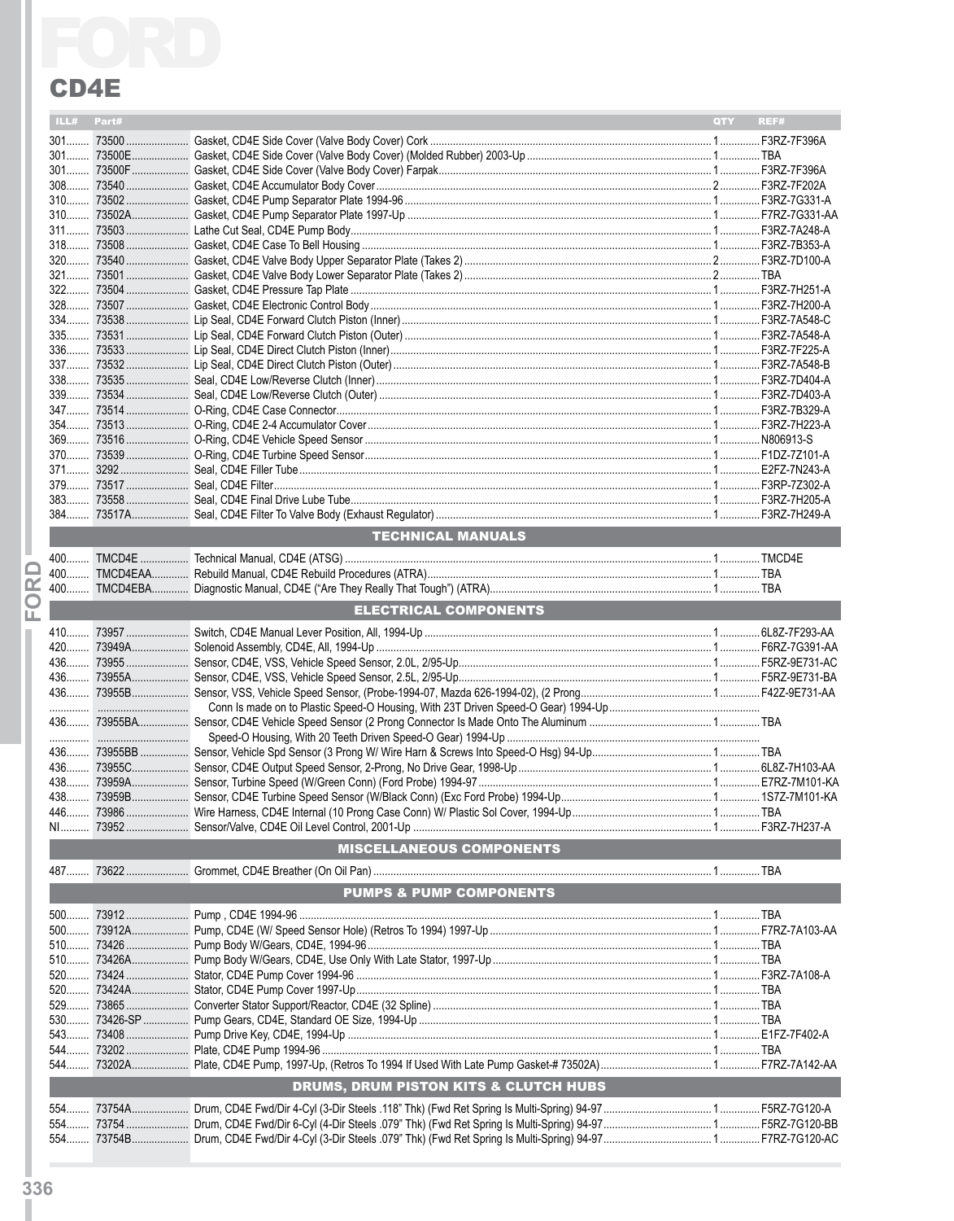# FORD

## CD4E

| ILL# | Part# | | QTY | REF# |
|---|---|---|---|---|
| 301 | 73500 | Gasket, CD4E Side Cover (Valve Body Cover) Cork | 1 | F3RZ-7F396A |
| 301 | 73500E | Gasket, CD4E Side Cover (Valve Body Cover) (Molded Rubber) 2003-Up | 1 | TBA |
| 301 | 73500F | Gasket, CD4E Side Cover (Valve Body Cover) Farpak | 1 | F3RZ-7F396A |
| 308 | 73540 | Gasket, CD4E Accumulator Body Cover | 2 | F3RZ-7F202A |
| 310 | 73502 | Gasket, CD4E Pump Separator Plate 1994-96 | 1 | F3RZ-7G331-A |
| 310 | 73502A | Gasket, CD4E Pump Separator Plate 1997-Up | 1 | F7RZ-7G331-AA |
| 311 | 73503 | Lathe Cut Seal, CD4E Pump Body | 1 | F3RZ-7A248-A |
| 318 | 73508 | Gasket, CD4E Case To Bell Housing | 1 | F3RZ-7B353-A |
| 320 | 73540 | Gasket, CD4E Valve Body Upper Separator Plate (Takes 2) | 2 | F3RZ-7D100-A |
| 321 | 73501 | Gasket, CD4E Valve Body Lower Separator Plate (Takes 2) | 2 | TBA |
| 322 | 73504 | Gasket, CD4E Pressure Tap Plate | 1 | F3RZ-7H251-A |
| 328 | 73507 | Gasket, CD4E Electronic Control Body | 1 | F3RZ-7H200-A |
| 334 | 73538 | Lip Seal, CD4E Forward Clutch Piston (Inner) | 1 | F3RZ-7A548-C |
| 335 | 73531 | Lip Seal, CD4E Forward Clutch Piston (Outer) | 1 | F3RZ-7A548-A |
| 336 | 73533 | Lip Seal, CD4E Direct Clutch Piston (Inner) | 1 | F3RZ-7F225-A |
| 337 | 73532 | Lip Seal, CD4E Direct Clutch Piston (Outer) | 1 | F3RZ-7A548-B |
| 338 | 73535 | Seal, CD4E Low/Reverse Clutch (Inner) | 1 | F3RZ-7D404-A |
| 339 | 73534 | Seal, CD4E Low/Reverse Clutch (Outer) | 1 | F3RZ-7D403-A |
| 347 | 73514 | O-Ring, CD4E Case Connector | 1 | F3RZ-7B329-A |
| 354 | 73513 | O-Ring, CD4E 2-4 Accumulator Cover | 1 | F3RZ-7H223-A |
| 369 | 73516 | O-Ring, CD4E Vehicle Speed Sensor | 1 | N806913-S |
| 370 | 73539 | O-Ring, CD4E Turbine Speed Sensor | 1 | F1DZ-7Z101-A |
| 371 | 3292 | Seal, CD4E Filler Tube | 1 | E2FZ-7N243-A |
| 379 | 73517 | Seal, CD4E Filter | 1 | F3RP-7Z302-A |
| 383 | 73558 | Seal, CD4E Final Drive Lube Tube | 1 | F3RZ-7H205-A |
| 384 | 73517A | Seal, CD4E Filter To Valve Body (Exhaust Regulator) | 1 | F3RZ-7H249-A |
| | | **TECHNICAL MANUALS** | | |
| 400 | TMCD4E | Technical Manual, CD4E (ATSG) | 1 | TMCD4E |
| 400 | TMCD4EAA | Rebuild Manual, CD4E Rebuild Procedures (ATRA) | 1 | TBA |
| 400 | TMCD4EBA | Diagnostic Manual, CD4E ("Are They Really That Tough") (ATRA) | 1 | TBA |
| | | **ELECTRICAL COMPONENTS** | | |
| 410 | 73957 | Switch, CD4E Manual Lever Position, All, 1994-Up | 1 | 6L8Z-7F293-AA |
| 420 | 73949A | Solenoid Assembly, CD4E, All, 1994-Up | 1 | F6RZ-7G391-AA |
| 436 | 73955 | Sensor, CD4E, VSS, Vehicle Speed Sensor, 2.0L, 2/95-Up | 1 | F5RZ-9E731-AC |
| 436 | 73955A | Sensor, CD4E, VSS, Vehicle Speed Sensor, 2.5L, 2/95-Up | 1 | F5RZ-9E731-BA |
| 436 | 73955B | Sensor, VSS, Vehicle Speed Sensor, (Probe-1994-07, Mazda 626-1994-02), (2 Prong | 1 | F42Z-9E731-AA |
| | | Conn Is made on to Plastic Speed-O Housing, With 23T Driven Speed-O Gear) 1994-Up | | |
| 436 | 73955BA | Sensor, CD4E Vehicle Speed Sensor (2 Prong Connector Is Made Onto The Aluminum | 1 | TBA |
| | | Speed-O Housing, With 20 Teeth Driven Speed-O Gear) 1994-Up | | |
| 436 | 73955BB | Sensor, Vehicle Spd Sensor (3 Prong W/ Wire Harn & Screws Into Speed-O Hsg) 94-Up | 1 | TBA |
| 436 | 73955C | Sensor, CD4E Output Speed Sensor, 2-Prong, No Drive Gear, 1998-Up | 1 | 6L8Z-7H103-AA |
| 438 | 73959A | Sensor, Turbine Speed (W/Green Conn) (Ford Probe) 1994-97 | 1 | E7RZ-7M101-KA |
| 438 | 73959B | Sensor, CD4E Turbine Speed Sensor (W/Black Conn) (Exc Ford Probe) 1994-Up | 1 | 1S7Z-7M101-KA |
| 446 | 73986 | Wire Harness, CD4E Internal (10 Prong Case Conn) W/ Plastic Sol Cover, 1994-Up | 1 | TBA |
| NI | 73952 | Sensor/Valve, CD4E Oil Level Control, 2001-Up | 1 | F3RZ-7H237-A |
| | | **MISCELLANEOUS COMPONENTS** | | |
| 487 | 73622 | Grommet, CD4E Breather (On Oil Pan) | 1 | TBA |
| | | **PUMPS & PUMP COMPONENTS** | | |
| 500 | 73912 | Pump , CD4E 1994-96 | 1 | TBA |
| 500 | 73912A | Pump, CD4E (W/ Speed Sensor Hole) (Retros To 1994) 1997-Up | 1 | F7RZ-7A103-AA |
| 510 | 73426 | Pump Body W/Gears, CD4E, 1994-96 | 1 | TBA |
| 510 | 73426A | Pump Body W/Gears, CD4E, Use Only With Late Stator, 1997-Up | 1 | TBA |
| 520 | 73424 | Stator, CD4E Pump Cover 1994-96 | 1 | F3RZ-7A108-A |
| 520 | 73424A | Stator, CD4E Pump Cover 1997-Up | 1 | TBA |
| 529 | 73865 | Converter Stator Support/Reactor, CD4E (32 Spline) | 1 | TBA |
| 530 | 73426-SP | Pump Gears, CD4E, Standard OE Size, 1994-Up | 1 | TBA |
| 543 | 73408 | Pump Drive Key, CD4E, 1994-Up | 1 | E1FZ-7F402-A |
| 544 | 73202 | Plate, CD4E Pump 1994-96 | 1 | TBA |
| 544 | 73202A | Plate, CD4E Pump, 1997-Up, (Retros To 1994 If Used With Late Pump Gasket-# 73502A) | 1 | F7RZ-7A142-AA |
| | | **DRUMS, DRUM PISTON KITS & CLUTCH HUBS** | | |
| 554 | 73754A | Drum, CD4E Fwd/Dir 4-Cyl (3-Dir Steels .118" Thk) (Fwd Ret Spring Is Multi-Spring) 94-97 | 1 | F5RZ-7G120-A |
| 554 | 73754 | Drum, CD4E Fwd/Dir 6-Cyl (4-Dir Steels .079" Thk) (Fwd Ret Spring Is Multi-Spring) 94-97 | 1 | F5RZ-7G120-BB |
| 554 | 73754B | Drum, CD4E Fwd/Dir 4-Cyl (3-Dir Steels .079" Thk) (Fwd Ret Spring Is Multi-Spring) 94-97 | 1 | F7RZ-7G120-AC |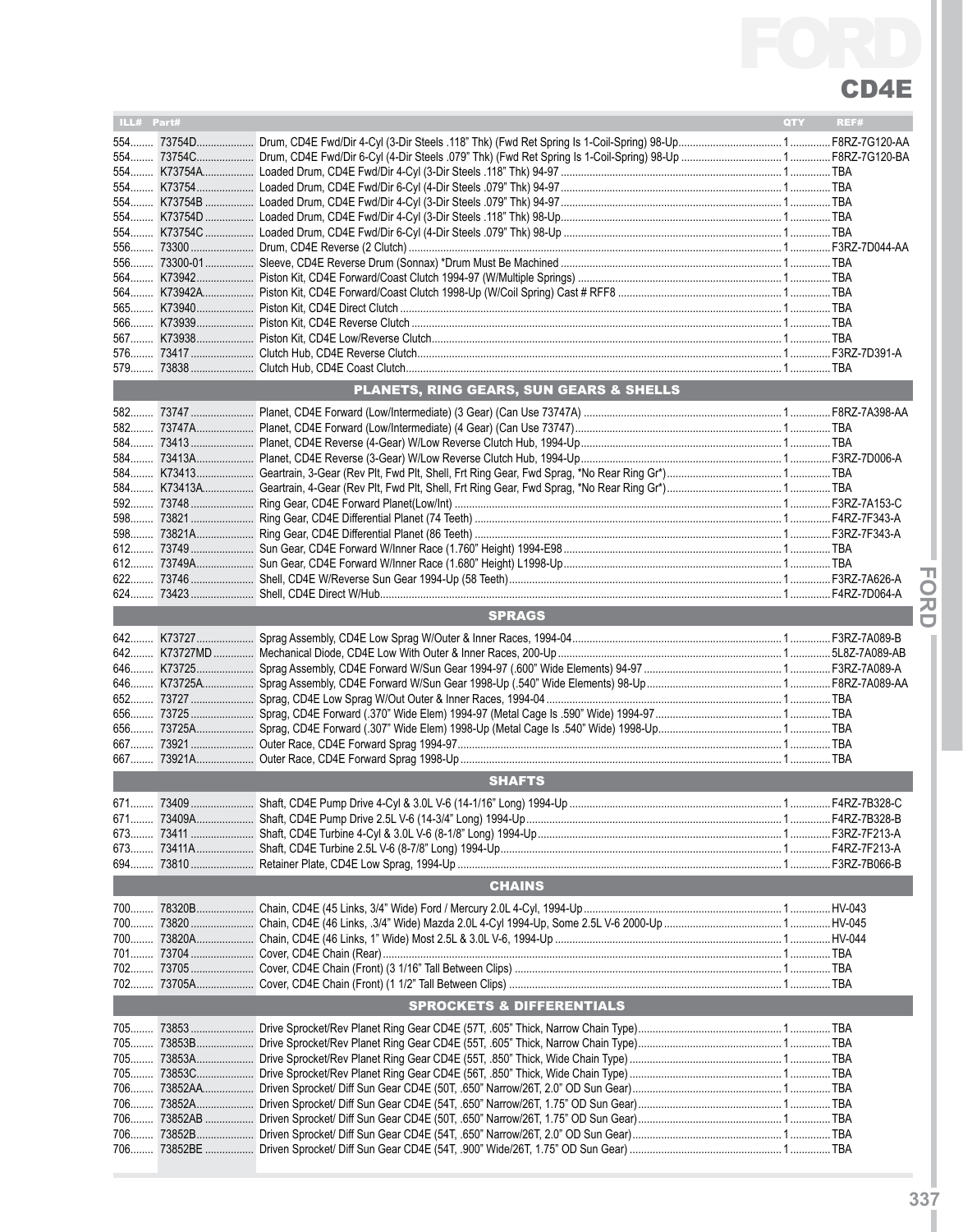# FORD

## CD4E

| ILL# | Part# | | QTY | REF# |
|---|---|---|---|---|
| 554 | 73754D | Drum, CD4E Fwd/Dir 4-Cyl (3-Dir Steels .118" Thk) (Fwd Ret Spring Is 1-Coil-Spring) 98-Up | 1 | F8RZ-7G120-AA |
| 554 | 73754C | Drum, CD4E Fwd/Dir 6-Cyl (4-Dir Steels .079" Thk) (Fwd Ret Spring Is 1-Coil-Spring) 98-Up | 1 | F8RZ-7G120-BA |
| 554 | K73754A | Loaded Drum, CD4E Fwd/Dir 4-Cyl (3-Dir Steels .118" Thk) 94-97 | 1 | TBA |
| 554 | K73754 | Loaded Drum, CD4E Fwd/Dir 6-Cyl (4-Dir Steels .079" Thk) 94-97 | 1 | TBA |
| 554 | K73754B | Loaded Drum, CD4E Fwd/Dir 4-Cyl (3-Dir Steels .079" Thk) 94-97 | 1 | TBA |
| 554 | K73754D | Loaded Drum, CD4E Fwd/Dir 4-Cyl (3-Dir Steels .118" Thk) 98-Up | 1 | TBA |
| 554 | K73754C | Loaded Drum, CD4E Fwd/Dir 6-Cyl (4-Dir Steels .079" Thk) 98-Up | 1 | TBA |
| 556 | 73300 | Drum, CD4E Reverse (2 Clutch) | 1 | F3RZ-7D044-AA |
| 556 | 73300-01 | Sleeve, CD4E Reverse Drum (Sonnax) *Drum Must Be Machined | 1 | TBA |
| 564 | K73942 | Piston Kit, CD4E Forward/Coast Clutch 1994-97 (W/Multiple Springs) | 1 | TBA |
| 564 | K73942A | Piston Kit, CD4E Forward/Coast Clutch 1998-Up (W/Coil Spring) Cast # RFF8 | 1 | TBA |
| 565 | K73940 | Piston Kit, CD4E Direct Clutch | 1 | TBA |
| 566 | K73939 | Piston Kit, CD4E Reverse Clutch | 1 | TBA |
| 567 | K73938 | Piston Kit, CD4E Low/Reverse Clutch | 1 | TBA |
| 576 | 73417 | Clutch Hub, CD4E Reverse Clutch | 1 | F3RZ-7D391-A |
| 579 | 73838 | Clutch Hub, CD4E Coast Clutch | 1 | TBA |

### PLANETS, RING GEARS, SUN GEARS & SHELLS

| ILL# | Part# | | QTY | REF# |
|---|---|---|---|---|
| 582 | 73747 | Planet, CD4E Forward (Low/Intermediate) (3 Gear) (Can Use 73747A) | 1 | F8RZ-7A398-AA |
| 582 | 73747A | Planet, CD4E Forward (Low/Intermediate) (4 Gear) (Can Use 73747) | 1 | TBA |
| 584 | 73413 | Planet, CD4E Reverse (4-Gear) W/Low Reverse Clutch Hub, 1994-Up | 1 | TBA |
| 584 | 73413A | Planet, CD4E Reverse (3-Gear) W/Low Reverse Clutch Hub, 1994-Up | 1 | F3RZ-7D006-A |
| 584 | K73413 | Geartrain, 3-Gear (Rev Plt, Fwd Plt, Shell, Frt Ring Gear, Fwd Sprag, *No Rear Ring Gr*) | 1 | TBA |
| 584 | K73413A | Geartrain, 4-Gear (Rev Plt, Fwd Plt, Shell, Frt Ring Gear, Fwd Sprag, *No Rear Ring Gr*) | 1 | TBA |
| 592 | 73748 | Ring Gear, CD4E Forward Planet(Low/Int) | 1 | F3RZ-7A153-C |
| 598 | 73821 | Ring Gear, CD4E Differential Planet (74 Teeth) | 1 | F4RZ-7F343-A |
| 598 | 73821A | Ring Gear, CD4E Differential Planet (86 Teeth) | 1 | F3RZ-7F343-A |
| 612 | 73749 | Sun Gear, CD4E Forward W/Inner Race (1.760" Height) 1994-E98 | 1 | TBA |
| 612 | 73749A | Sun Gear, CD4E Forward W/Inner Race (1.680" Height) L1998-Up | 1 | TBA |
| 622 | 73746 | Shell, CD4E W/Reverse Sun Gear 1994-Up (58 Teeth) | 1 | F3RZ-7A626-A |
| 624 | 73423 | Shell, CD4E Direct W/Hub | 1 | F4RZ-7D064-A |

### SPRAGS

| ILL# | Part# | | QTY | REF# |
|---|---|---|---|---|
| 642 | K73727 | Sprag Assembly, CD4E Low Sprag W/Outer & Inner Races, 1994-04 | 1 | F3RZ-7A089-B |
| 642 | K73727MD | Mechanical Diode, CD4E Low With Outer & Inner Races, 200-Up | 1 | 5L8Z-7A089-AB |
| 646 | K73725 | Sprag Assembly, CD4E Forward W/Sun Gear 1994-97 (.600" Wide Elements) 94-97 | 1 | F3RZ-7A089-A |
| 646 | K73725A | Sprag Assembly, CD4E Forward W/Sun Gear 1998-Up (.540" Wide Elements) 98-Up | 1 | F8RZ-7A089-AA |
| 652 | 73727 | Sprag, CD4E Low Sprag W/Out Outer & Inner Races, 1994-04 | 1 | TBA |
| 656 | 73725 | Sprag, CD4E Forward (.370" Wide Elem) 1994-97 (Metal Cage Is .590" Wide) 1994-97 | 1 | TBA |
| 656 | 73725A | Sprag, CD4E Forward (.307" Wide Elem) 1998-Up (Metal Cage Is .540" Wide) 1998-Up | 1 | TBA |
| 667 | 73921 | Outer Race, CD4E Forward Sprag 1994-97 | 1 | TBA |
| 667 | 73921A | Outer Race, CD4E Forward Sprag 1998-Up | 1 | TBA |

### SHAFTS

| ILL# | Part# | | QTY | REF# |
|---|---|---|---|---|
| 671 | 73409 | Shaft, CD4E Pump Drive 4-Cyl & 3.0L V-6 (14-1/16" Long) 1994-Up | 1 | F4RZ-7B328-C |
| 671 | 73409A | Shaft, CD4E Pump Drive 2.5L V-6 (14-3/4" Long) 1994-Up | 1 | F4RZ-7B328-B |
| 673 | 73411 | Shaft, CD4E Turbine 4-Cyl & 3.0L V-6 (8-1/8" Long) 1994-Up | 1 | F3RZ-7F213-A |
| 673 | 73411A | Shaft, CD4E Turbine 2.5L V-6 (8-7/8" Long) 1994-Up | 1 | F4RZ-7F213-A |
| 694 | 73810 | Retainer Plate, CD4E Low Sprag, 1994-Up | 1 | F3RZ-7B066-B |

### CHAINS

| ILL# | Part# | | QTY | REF# |
|---|---|---|---|---|
| 700 | 78320B | Chain, CD4E (45 Links, 3/4" Wide) Ford / Mercury 2.0L 4-Cyl, 1994-Up | 1 | HV-043 |
| 700 | 73820 | Chain, CD4E (46 Links, .3/4" Wide) Mazda 2.0L 4-Cyl 1994-Up, Some 2.5L V-6 2000-Up | 1 | HV-045 |
| 700 | 73820A | Chain, CD4E (46 Links, 1" Wide) Most 2.5L & 3.0L V-6, 1994-Up | 1 | HV-044 |
| 701 | 73704 | Cover, CD4E Chain (Rear) | 1 | TBA |
| 702 | 73705 | Cover, CD4E Chain (Front) (3 1/16" Tall Between Clips) | 1 | TBA |
| 702 | 73705A | Cover, CD4E Chain (Front) (1 1/2" Tall Between Clips) | 1 | TBA |

### SPROCKETS & DIFFERENTIALS

| ILL# | Part# | | QTY | REF# |
|---|---|---|---|---|
| 705 | 73853 | Drive Sprocket/Rev Planet Ring Gear CD4E (57T, .605" Thick, Narrow Chain Type) | 1 | TBA |
| 705 | 73853B | Drive Sprocket/Rev Planet Ring Gear CD4E (55T, .605" Thick, Narrow Chain Type) | 1 | TBA |
| 705 | 73853A | Drive Sprocket/Rev Planet Ring Gear CD4E (55T, .850" Thick, Wide Chain Type) | 1 | TBA |
| 705 | 73853C | Drive Sprocket/Rev Planet Ring Gear CD4E (56T, .850" Thick, Wide Chain Type) | 1 | TBA |
| 706 | 73852AA | Driven Sprocket/ Diff Sun Gear CD4E (50T, .650" Narrow/26T, 2.0" OD Sun Gear) | 1 | TBA |
| 706 | 73852A | Driven Sprocket/ Diff Sun Gear CD4E (54T, .650" Narrow/26T, 1.75" OD Sun Gear) | 1 | TBA |
| 706 | 73852AB | Driven Sprocket/ Diff Sun Gear CD4E (50T, .650" Narrow/26T, 1.75" OD Sun Gear) | 1 | TBA |
| 706 | 73852B | Driven Sprocket/ Diff Sun Gear CD4E (54T, .650" Narrow/26T, 2.0" OD Sun Gear) | 1 | TBA |
| 706 | 73852BE | Driven Sprocket/ Diff Sun Gear CD4E (54T, .900" Wide/26T, 1.75" OD Sun Gear) | 1 | TBA |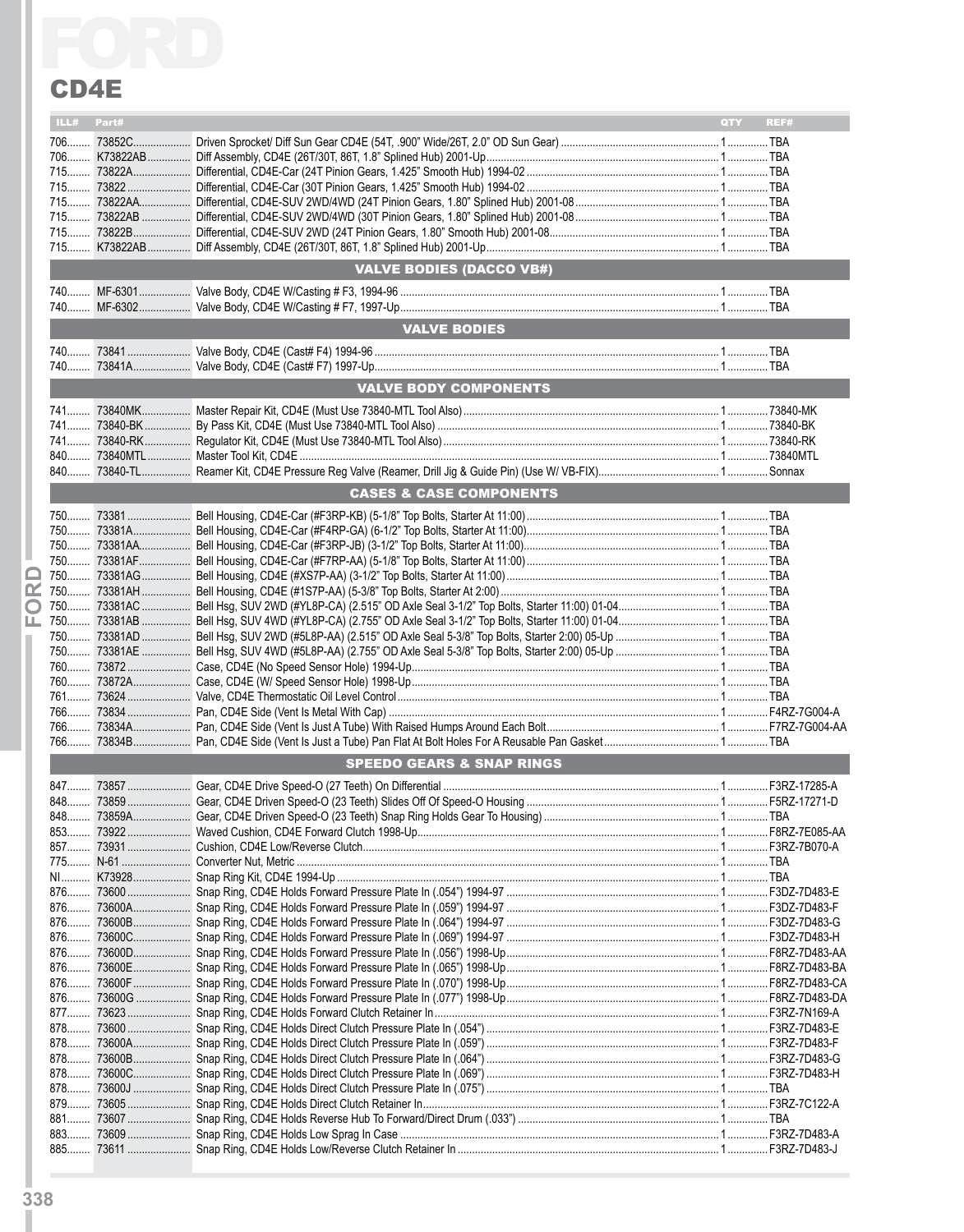# FORD

## CD4E

| ILL# | Part# | | QTY | REF# |
|---|---|---|---|---|
| 706 | 73852C | Driven Sprocket/ Diff Sun Gear CD4E (54T, .900" Wide/26T, 2.0" OD Sun Gear) | 1 | TBA |
| 706 | K73822AB | Diff Assembly, CD4E (26T/30T, 86T, 1.8" Splined Hub) 2001-Up | 1 | TBA |
| 715 | 73822A | Differential, CD4E-Car (24T Pinion Gears, 1.425" Smooth Hub) 1994-02 | 1 | TBA |
| 715 | 73822 | Differential, CD4E-Car (30T Pinion Gears, 1.425" Smooth Hub) 1994-02 | 1 | TBA |
| 715 | 73822AA | Differential, CD4E-SUV 2WD/4WD (24T Pinion Gears, 1.80" Splined Hub) 2001-08 | 1 | TBA |
| 715 | 73822AB | Differential, CD4E-SUV 2WD/4WD (30T Pinion Gears, 1.80" Splined Hub) 2001-08 | 1 | TBA |
| 715 | 73822B | Differential, CD4E-SUV 2WD (24T Pinion Gears, 1.80" Smooth Hub) 2001-08 | 1 | TBA |
| 715 | K73822AB | Diff Assembly, CD4E (26T/30T, 86T, 1.8" Splined Hub) 2001-Up | 1 | TBA |
| | | **VALVE BODIES (DACCO VB#)** | | |
| 740 | MF-6301 | Valve Body, CD4E W/Casting # F3, 1994-96 | 1 | TBA |
| 740 | MF-6302 | Valve Body, CD4E W/Casting # F7, 1997-Up | 1 | TBA |
| | | **VALVE BODIES** | | |
| 740 | 73841 | Valve Body, CD4E (Cast# F4) 1994-96 | 1 | TBA |
| 740 | 73841A | Valve Body, CD4E (Cast# F7) 1997-Up | 1 | TBA |
| | | **VALVE BODY COMPONENTS** | | |
| 741 | 73840MK | Master Repair Kit, CD4E (Must Use 73840-MTL Tool Also) | 1 | 73840-MK |
| 741 | 73840-BK | By Pass Kit, CD4E (Must Use 73840-MTL Tool Also) | 1 | 73840-BK |
| 741 | 73840-RK | Regulator Kit, CD4E (Must Use 73840-MTL Tool Also) | 1 | 73840-RK |
| 840 | 73840MTL | Master Tool Kit, CD4E | 1 | 73840MTL |
| 840 | 73840-TL | Reamer Kit, CD4E Pressure Reg Valve (Reamer, Drill Jig & Guide Pin) (Use W/ VB-FIX) | 1 | Sonnax |
| | | **CASES & CASE COMPONENTS** | | |
| 750 | 73381 | Bell Housing, CD4E-Car (#F3RP-KB) (5-1/8" Top Bolts, Starter At 11:00) | 1 | TBA |
| 750 | 73381A | Bell Housing, CD4E-Car (#F4RP-GA) (6-1/2" Top Bolts, Starter At 11:00) | 1 | TBA |
| 750 | 73381AA | Bell Housing, CD4E-Car (#F3RP-JB) (3-1/2" Top Bolts, Starter At 11:00) | 1 | TBA |
| 750 | 73381AF | Bell Housing, CD4E-Car (#F7RP-AA) (5-1/8" Top Bolts, Starter At 11:00) | 1 | TBA |
| 750 | 73381AG | Bell Housing, CD4E (#XS7P-AA) (3-1/2" Top Bolts, Starter At 11:00) | 1 | TBA |
| 750 | 73381AH | Bell Housing, CD4E (#1S7P-AA) (5-3/8" Top Bolts, Starter At 2:00) | 1 | TBA |
| 750 | 73381AC | Bell Hsg, SUV 2WD (#YL8P-CA) (2.515" OD Axle Seal 3-1/2" Top Bolts, Starter 11:00) 01-04 | 1 | TBA |
| 750 | 73381AB | Bell Hsg, SUV 4WD (#YL8P-CA) (2.755" OD Axle Seal 3-1/2" Top Bolts, Starter 11:00) 01-04 | 1 | TBA |
| 750 | 73381AD | Bell Hsg, SUV 2WD (#5L8P-AA) (2.515" OD Axle Seal 5-3/8" Top Bolts, Starter 2:00) 05-Up | 1 | TBA |
| 750 | 73381AE | Bell Hsg, SUV 4WD (#5L8P-AA) (2.755" OD Axle Seal 5-3/8" Top Bolts, Starter 2:00) 05-Up | 1 | TBA |
| 760 | 73872 | Case, CD4E (No Speed Sensor Hole) 1994-Up | 1 | TBA |
| 760 | 73872A | Case, CD4E (W/ Speed Sensor Hole) 1998-Up | 1 | TBA |
| 761 | 73624 | Valve, CD4E Thermostatic Oil Level Control | 1 | TBA |
| 766 | 73834 | Pan, CD4E Side (Vent Is Metal With Cap) | 1 | F4RZ-7G004-A |
| 766 | 73834A | Pan, CD4E Side (Vent Is Just A Tube) With Raised Humps Around Each Bolt | 1 | F7RZ-7G004-AA |
| 766 | 73834B | Pan, CD4E Side (Vent Is Just a Tube) Pan Flat At Bolt Holes For A Reusable Pan Gasket | 1 | TBA |
| | | **SPEEDO GEARS & SNAP RINGS** | | |
| 847 | 73857 | Gear, CD4E Drive Speed-O (27 Teeth) On Differential | 1 | F3RZ-17285-A |
| 848 | 73859 | Gear, CD4E Driven Speed-O (23 Teeth) Slides Off Of Speed-O Housing | 1 | F5RZ-17271-D |
| 848 | 73859A | Gear, CD4E Driven Speed-O (23 Teeth) Snap Ring Holds Gear To Housing) | 1 | TBA |
| 853 | 73922 | Waved Cushion, CD4E Forward Clutch 1998-Up | 1 | F8RZ-7E085-AA |
| 857 | 73931 | Cushion, CD4E Low/Reverse Clutch | 1 | F3RZ-7B070-A |
| 775 | N-61 | Converter Nut, Metric | 1 | TBA |
| NI | K73928 | Snap Ring Kit, CD4E 1994-Up | 1 | TBA |
| 876 | 73600 | Snap Ring, CD4E Holds Forward Pressure Plate In (.054") 1994-97 | 1 | F3DZ-7D483-E |
| 876 | 73600A | Snap Ring, CD4E Holds Forward Pressure Plate In (.059") 1994-97 | 1 | F3DZ-7D483-F |
| 876 | 73600B | Snap Ring, CD4E Holds Forward Pressure Plate In (.064") 1994-97 | 1 | F3DZ-7D483-G |
| 876 | 73600C | Snap Ring, CD4E Holds Forward Pressure Plate In (.069") 1994-97 | 1 | F3DZ-7D483-H |
| 876 | 73600D | Snap Ring, CD4E Holds Forward Pressure Plate In (.056") 1998-Up | 1 | F8RZ-7D483-AA |
| 876 | 73600E | Snap Ring, CD4E Holds Forward Pressure Plate In (.065") 1998-Up | 1 | F8RZ-7D483-BA |
| 876 | 73600F | Snap Ring, CD4E Holds Forward Pressure Plate In (.070") 1998-Up | 1 | F8RZ-7D483-CA |
| 876 | 73600G | Snap Ring, CD4E Holds Forward Pressure Plate In (.077") 1998-Up | 1 | F8RZ-7D483-DA |
| 877 | 73623 | Snap Ring, CD4E Holds Forward Clutch Retainer In | 1 | F3RZ-7N169-A |
| 878 | 73600 | Snap Ring, CD4E Holds Direct Clutch Pressure Plate In (.054") | 1 | F3RZ-7D483-E |
| 878 | 73600A | Snap Ring, CD4E Holds Direct Clutch Pressure Plate In (.059") | 1 | F3RZ-7D483-F |
| 878 | 73600B | Snap Ring, CD4E Holds Direct Clutch Pressure Plate In (.064") | 1 | F3RZ-7D483-G |
| 878 | 73600C | Snap Ring, CD4E Holds Direct Clutch Pressure Plate In (.069") | 1 | F3RZ-7D483-H |
| 878 | 73600J | Snap Ring, CD4E Holds Direct Clutch Pressure Plate In (.075") | 1 | TBA |
| 879 | 73605 | Snap Ring, CD4E Holds Direct Clutch Retainer In | 1 | F3RZ-7C122-A |
| 881 | 73607 | Snap Ring, CD4E Holds Reverse Hub To Forward/Direct Drum (.033") | 1 | TBA |
| 883 | 73609 | Snap Ring, CD4E Holds Low Sprag In Case | 1 | F3RZ-7D483-A |
| 885 | 73611 | Snap Ring, CD4E Holds Low/Reverse Clutch Retainer In | 1 | F3RZ-7D483-J |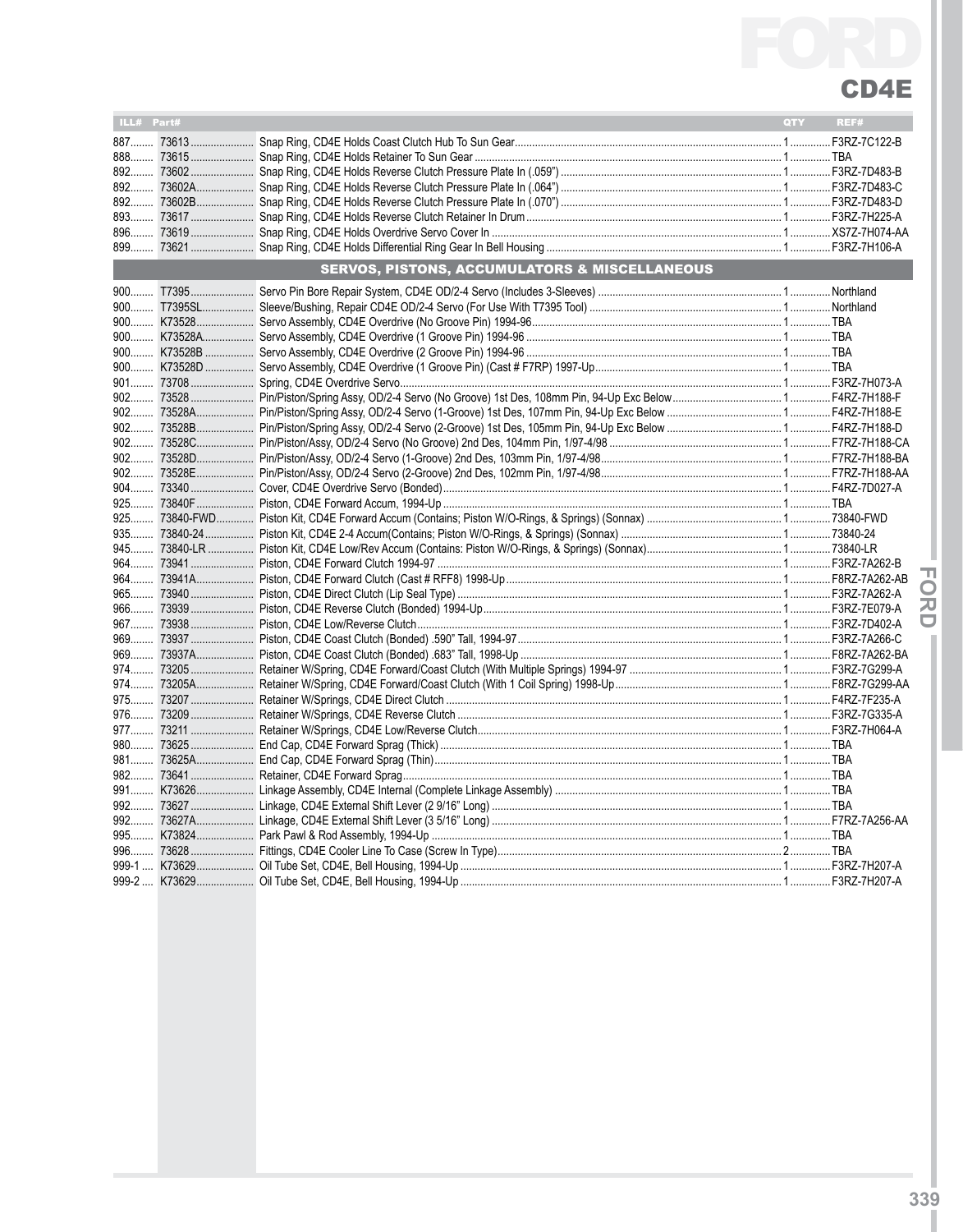# FORD CD4E

| ILL# | Part# | | QTY | REF# |
|---|---|---|---|---|
| 887 | 73613 | Snap Ring, CD4E Holds Coast Clutch Hub To Sun Gear | 1 | F3RZ-7C122-B |
| 888 | 73615 | Snap Ring, CD4E Holds Retainer To Sun Gear | 1 | TBA |
| 892 | 73602 | Snap Ring, CD4E Holds Reverse Clutch Pressure Plate In (.059") | 1 | F3RZ-7D483-B |
| 892 | 73602A | Snap Ring, CD4E Holds Reverse Clutch Pressure Plate In (.064") | 1 | F3RZ-7D483-C |
| 892 | 73602B | Snap Ring, CD4E Holds Reverse Clutch Pressure Plate In (.070") | 1 | F3RZ-7D483-D |
| 893 | 73617 | Snap Ring, CD4E Holds Reverse Clutch Retainer In Drum | 1 | F3RZ-7H225-A |
| 896 | 73619 | Snap Ring, CD4E Holds Overdrive Servo Cover In | 1 | XS7Z-7H074-AA |
| 899 | 73621 | Snap Ring, CD4E Holds Differential Ring Gear In Bell Housing | 1 | F3RZ-7H106-A |

## SERVOS, PISTONS, ACCUMULATORS & MISCELLANEOUS

| ILL# | Part# | | QTY | REF# |
|---|---|---|---|---|
| 900 | T7395 | Servo Pin Bore Repair System, CD4E OD/2-4 Servo (Includes 3-Sleeves) | 1 | Northland |
| 900 | T7395SL | Sleeve/Bushing, Repair CD4E OD/2-4 Servo (For Use With T7395 Tool) | 1 | Northland |
| 900 | K73528 | Servo Assembly, CD4E Overdrive (No Groove Pin) 1994-96 | 1 | TBA |
| 900 | K73528A | Servo Assembly, CD4E Overdrive (1 Groove Pin) 1994-96 | 1 | TBA |
| 900 | K73528B | Servo Assembly, CD4E Overdrive (2 Groove Pin) 1994-96 | 1 | TBA |
| 900 | K73528D | Servo Assembly, CD4E Overdrive (1 Groove Pin) (Cast # F7RP) 1997-Up | 1 | TBA |
| 901 | 73708 | Spring, CD4E Overdrive Servo | 1 | F3RZ-7H073-A |
| 902 | 73528 | Pin/Piston/Spring Assy, OD/2-4 Servo (No Groove) 1st Des, 108mm Pin, 94-Up Exc Below | 1 | F4RZ-7H188-F |
| 902 | 73528A | Pin/Piston/Spring Assy, OD/2-4 Servo (1-Groove) 1st Des, 107mm Pin, 94-Up Exc Below | 1 | F4RZ-7H188-E |
| 902 | 73528B | Pin/Piston/Spring Assy, OD/2-4 Servo (2-Groove) 1st Des, 105mm Pin, 94-Up Exc Below | 1 | F4RZ-7H188-D |
| 902 | 73528C | Pin/Piston/Assy, OD/2-4 Servo (No Groove) 2nd Des, 104mm Pin, 1/97-4/98 | 1 | F7RZ-7H188-CA |
| 902 | 73528D | Pin/Piston/Assy, OD/2-4 Servo (1-Groove) 2nd Des, 103mm Pin, 1/97-4/98 | 1 | F7RZ-7H188-BA |
| 902 | 73528E | Pin/Piston/Assy, OD/2-4 Servo (2-Groove) 2nd Des, 102mm Pin, 1/97-4/98 | 1 | F7RZ-7H188-AA |
| 904 | 73340 | Cover, CD4E Overdrive Servo (Bonded) | 1 | F4RZ-7D027-A |
| 925 | 73840F | Piston, CD4E Forward Accum, 1994-Up | 1 | TBA |
| 925 | 73840-FWD | Piston Kit, CD4E Forward Accum (Contains; Piston W/O-Rings, & Springs) (Sonnax) | 1 | 73840-FWD |
| 935 | 73840-24 | Piston Kit, CD4E 2-4 Accum(Contains; Piston W/O-Rings, & Springs) (Sonnax) | 1 | 73840-24 |
| 945 | 73840-LR | Piston Kit, CD4E Low/Rev Accum (Contains: Piston W/O-Rings, & Springs) (Sonnax) | 1 | 73840-LR |
| 964 | 73941 | Piston, CD4E Forward Clutch 1994-97 | 1 | F3RZ-7A262-B |
| 964 | 73941A | Piston, CD4E Forward Clutch (Cast # RFF8) 1998-Up | 1 | F8RZ-7A262-AB |
| 965 | 73940 | Piston, CD4E Direct Clutch (Lip Seal Type) | 1 | F3RZ-7A262-A |
| 966 | 73939 | Piston, CD4E Reverse Clutch (Bonded) 1994-Up | 1 | F3RZ-7E079-A |
| 967 | 73938 | Piston, CD4E Low/Reverse Clutch | 1 | F3RZ-7D402-A |
| 969 | 73937 | Piston, CD4E Coast Clutch (Bonded) .590" Tall, 1994-97 | 1 | F3RZ-7A266-C |
| 969 | 73937A | Piston, CD4E Coast Clutch (Bonded) .683" Tall, 1998-Up | 1 | F8RZ-7A262-BA |
| 974 | 73205 | Retainer W/Spring, CD4E Forward/Coast Clutch (With Multiple Springs) 1994-97 | 1 | F3RZ-7G299-A |
| 974 | 73205A | Retainer W/Spring, CD4E Forward/Coast Clutch (With 1 Coil Spring) 1998-Up | 1 | F8RZ-7G299-AA |
| 975 | 73207 | Retainer W/Springs, CD4E Direct Clutch | 1 | F4RZ-7F235-A |
| 976 | 73209 | Retainer W/Springs, CD4E Reverse Clutch | 1 | F3RZ-7G335-A |
| 977 | 73211 | Retainer W/Springs, CD4E Low/Reverse Clutch | 1 | F3RZ-7H064-A |
| 980 | 73625 | End Cap, CD4E Forward Sprag (Thick) | 1 | TBA |
| 981 | 73625A | End Cap, CD4E Forward Sprag (Thin) | 1 | TBA |
| 982 | 73641 | Retainer, CD4E Forward Sprag | 1 | TBA |
| 991 | K73626 | Linkage Assembly, CD4E Internal (Complete Linkage Assembly) | 1 | TBA |
| 992 | 73627 | Linkage, CD4E External Shift Lever (2 9/16" Long) | 1 | TBA |
| 992 | 73627A | Linkage, CD4E External Shift Lever (3 5/16" Long) | 1 | F7RZ-7A256-AA |
| 995 | K73824 | Park Pawl & Rod Assembly, 1994-Up | 1 | TBA |
| 996 | 73628 | Fittings, CD4E Cooler Line To Case (Screw In Type) | 2 | TBA |
| 999-1 | K73629 | Oil Tube Set, CD4E, Bell Housing, 1994-Up | 1 | F3RZ-7H207-A |
| 999-2 | K73629 | Oil Tube Set, CD4E, Bell Housing, 1994-Up | 1 | F3RZ-7H207-A |